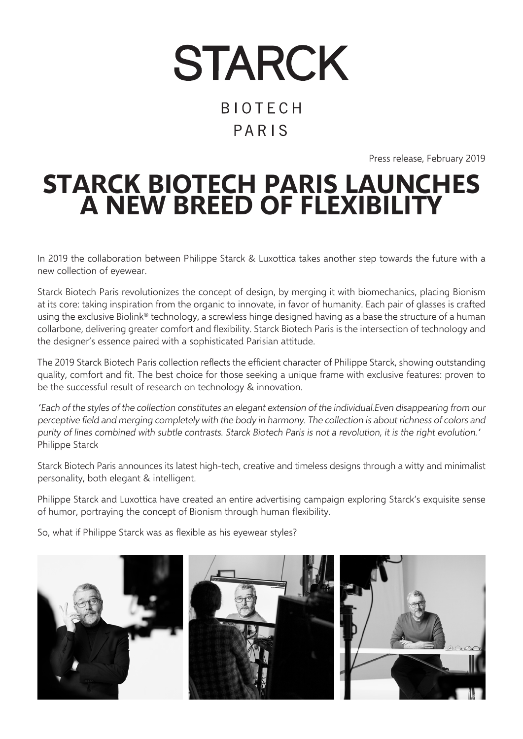# STARCK

BIOTECH

PARIS

Press release, February 2019

# STARCK BIOTECH PARIS LAUNCHES A NEW BREED OF FLEXIBILITY

In 2019 the collaboration between Philippe Starck & Luxottica takes another step towards the future with a new collection of eyewear.

Starck Biotech Paris revolutionizes the concept of design, by merging it with biomechanics, placing Bionism at its core: taking inspiration from the organic to innovate, in favor of humanity. Each pair of glasses is crafted using the exclusive Biolink® technology, a screwless hinge designed having as a base the structure of a human collarbone, delivering greater comfort and flexibility. Starck Biotech Paris is the intersection of technology and the designer's essence paired with a sophisticated Parisian attitude.

The 2019 Starck Biotech Paris collection reflects the efficient character of Philippe Starck, showing outstanding quality, comfort and fit. The best choice for those seeking a unique frame with exclusive features: proven to be the successful result of research on technology & innovation.

*'Each of the styles of the collection constitutes an elegant extension of the individual.Even disappearing from our perceptive field and merging completely with the body in harmony. The collection is about richness of colors and purity of lines combined with subtle contrasts. Starck Biotech Paris is not a revolution, it is the right evolution.'*
Philippe Starck

Starck Biotech Paris announces its latest high-tech, creative and timeless designs through a witty and minimalist personality, both elegant & intelligent.

Philippe Starck and Luxottica have created an entire advertising campaign exploring Starck's exquisite sense of humor, portraying the concept of Bionism through human flexibility.

So, what if Philippe Starck was as flexible as his eyewear styles?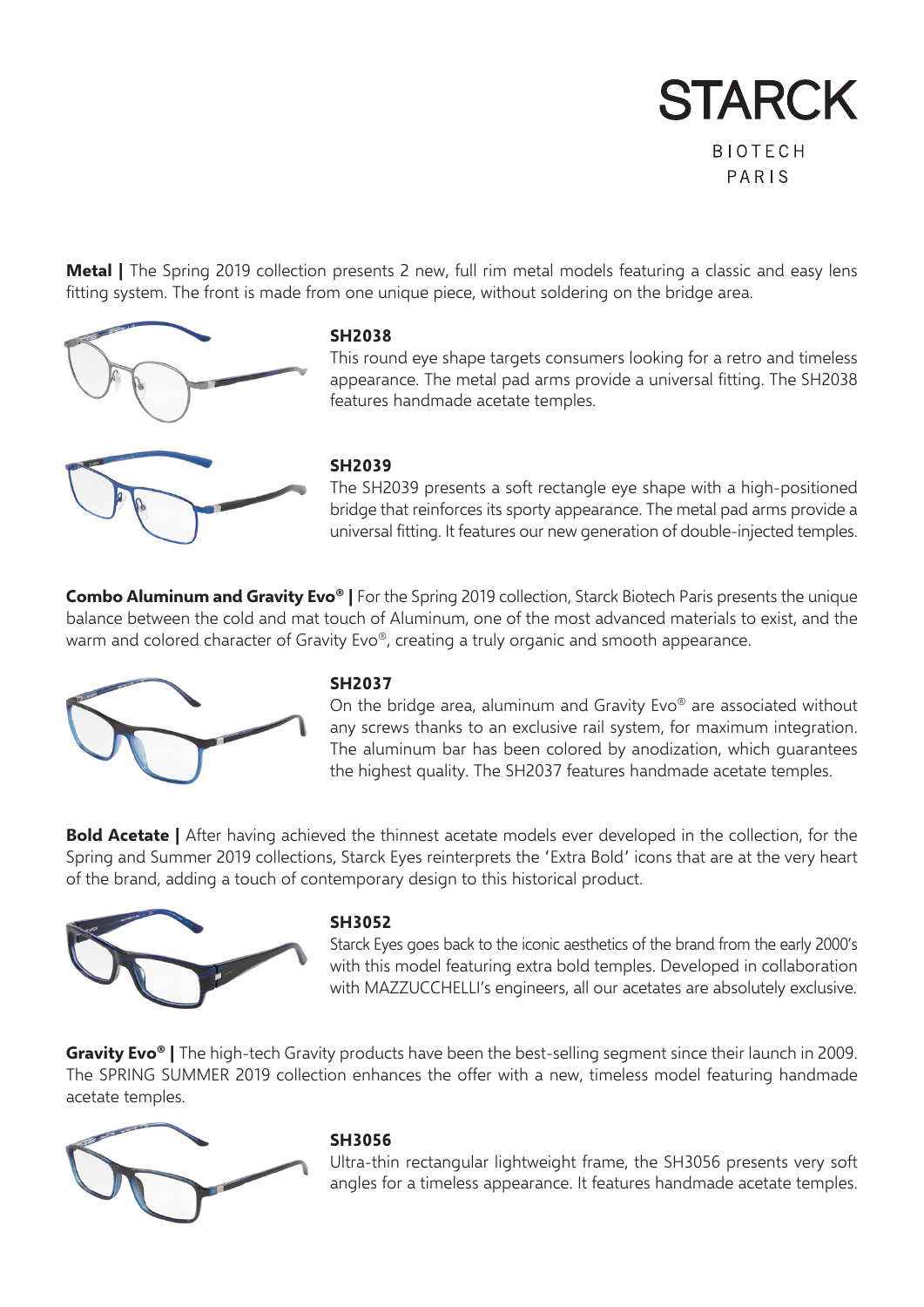# STARCK

BIOTECH
PARIS

**Metal |** The Spring 2019 collection presents 2 new, full rim metal models featuring a classic and easy lens fitting system. The front is made from one unique piece, without soldering on the bridge area.

### SH2038

This round eye shape targets consumers looking for a retro and timeless appearance. The metal pad arms provide a universal fitting. The SH2038 features handmade acetate temples.

### SH2039

The SH2039 presents a soft rectangle eye shape with a high-positioned bridge that reinforces its sporty appearance. The metal pad arms provide a universal fitting. It features our new generation of double-injected temples.

**Combo Aluminum and Gravity Evo® |** For the Spring 2019 collection, Starck Biotech Paris presents the unique balance between the cold and mat touch of Aluminum, one of the most advanced materials to exist, and the warm and colored character of Gravity Evo®, creating a truly organic and smooth appearance.

### SH2037

On the bridge area, aluminum and Gravity Evo® are associated without any screws thanks to an exclusive rail system, for maximum integration. The aluminum bar has been colored by anodization, which guarantees the highest quality. The SH2037 features handmade acetate temples.

**Bold Acetate |** After having achieved the thinnest acetate models ever developed in the collection, for the Spring and Summer 2019 collections, Starck Eyes reinterprets the 'Extra Bold' icons that are at the very heart of the brand, adding a touch of contemporary design to this historical product.

### SH3052

Starck Eyes goes back to the iconic aesthetics of the brand from the early 2000's with this model featuring extra bold temples. Developed in collaboration with MAZZUCCHELLI's engineers, all our acetates are absolutely exclusive.

**Gravity Evo® |** The high-tech Gravity products have been the best-selling segment since their launch in 2009. The SPRING SUMMER 2019 collection enhances the offer with a new, timeless model featuring handmade acetate temples.

### SH3056

Ultra-thin rectangular lightweight frame, the SH3056 presents very soft angles for a timeless appearance. It features handmade acetate temples.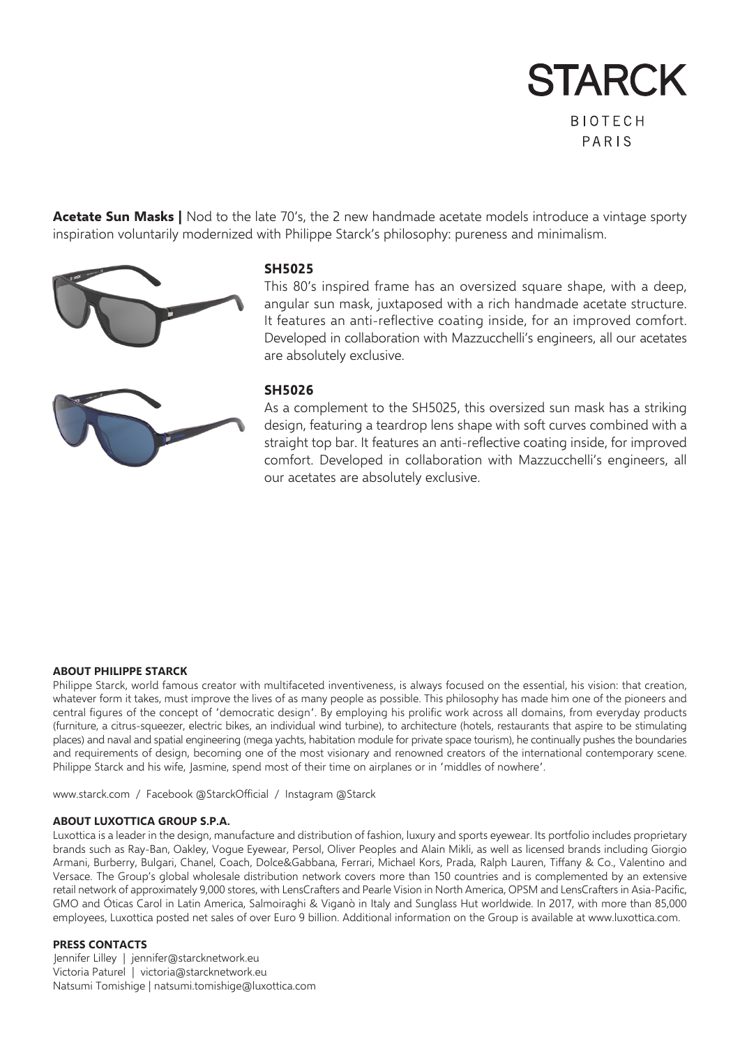# STARCK

BIOTECH
PARIS

**Acetate Sun Masks |** Nod to the late 70's, the 2 new handmade acetate models introduce a vintage sporty inspiration voluntarily modernized with Philippe Starck's philosophy: pureness and minimalism.

### SH5025

This 80's inspired frame has an oversized square shape, with a deep, angular sun mask, juxtaposed with a rich handmade acetate structure. It features an anti-reflective coating inside, for an improved comfort. Developed in collaboration with Mazzucchelli's engineers, all our acetates are absolutely exclusive.

### SH5026

As a complement to the SH5025, this oversized sun mask has a striking design, featuring a teardrop lens shape with soft curves combined with a straight top bar. It features an anti-reflective coating inside, for improved comfort. Developed in collaboration with Mazzucchelli's engineers, all our acetates are absolutely exclusive.

#### ABOUT PHILIPPE STARCK

Philippe Starck, world famous creator with multifaceted inventiveness, is always focused on the essential, his vision: that creation, whatever form it takes, must improve the lives of as many people as possible. This philosophy has made him one of the pioneers and central figures of the concept of 'democratic design'. By employing his prolific work across all domains, from everyday products (furniture, a citrus-squeezer, electric bikes, an individual wind turbine), to architecture (hotels, restaurants that aspire to be stimulating places) and naval and spatial engineering (mega yachts, habitation module for private space tourism), he continually pushes the boundaries and requirements of design, becoming one of the most visionary and renowned creators of the international contemporary scene. Philippe Starck and his wife, Jasmine, spend most of their time on airplanes or in 'middles of nowhere'.

www.starck.com / Facebook @StarckOfficial / Instagram @Starck

#### ABOUT LUXOTTICA GROUP S.P.A.

Luxottica is a leader in the design, manufacture and distribution of fashion, luxury and sports eyewear. Its portfolio includes proprietary brands such as Ray-Ban, Oakley, Vogue Eyewear, Persol, Oliver Peoples and Alain Mikli, as well as licensed brands including Giorgio Armani, Burberry, Bulgari, Chanel, Coach, Dolce&Gabbana, Ferrari, Michael Kors, Prada, Ralph Lauren, Tiffany & Co., Valentino and Versace. The Group's global wholesale distribution network covers more than 150 countries and is complemented by an extensive retail network of approximately 9,000 stores, with LensCrafters and Pearle Vision in North America, OPSM and LensCrafters in Asia-Pacific, GMO and Óticas Carol in Latin America, Salmoiraghi & Viganò in Italy and Sunglass Hut worldwide. In 2017, with more than 85,000 employees, Luxottica posted net sales of over Euro 9 billion. Additional information on the Group is available at www.luxottica.com.

#### PRESS CONTACTS

Jennifer Lilley | jennifer@starcknetwork.eu
Victoria Paturel | victoria@starcknetwork.eu
Natsumi Tomishige | natsumi.tomishige@luxottica.com